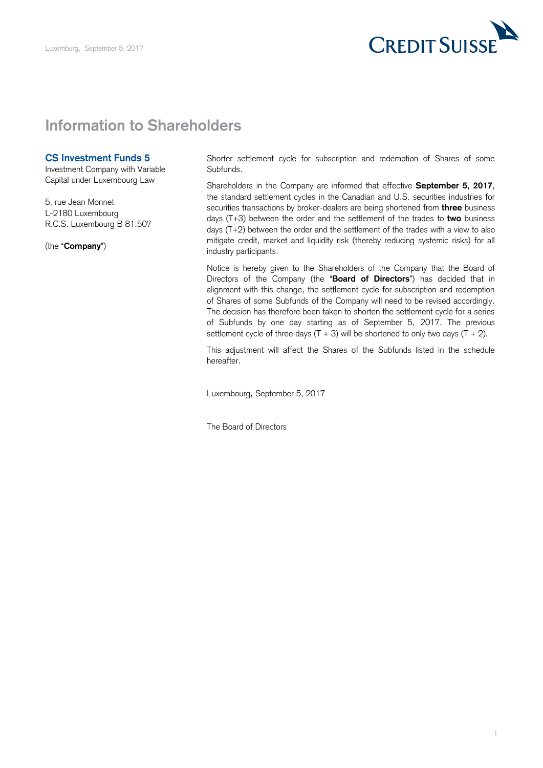Luxemburg, September 5, 2017

# Information to Shareholders

## CS Investment Funds 5

Investment Company with Variable Capital under Luxembourg Law

5, rue Jean Monnet
L-2180 Luxembourg
R.C.S. Luxembourg B 81.507

(the "**Company**")

Shorter settlement cycle for subscription and redemption of Shares of some Subfunds.

Shareholders in the Company are informed that effective **September 5, 2017**, the standard settlement cycles in the Canadian and U.S. securities industries for securities transactions by broker-dealers are being shortened from **three** business days (T+3) between the order and the settlement of the trades to **two** business days (T+2) between the order and the settlement of the trades with a view to also mitigate credit, market and liquidity risk (thereby reducing systemic risks) for all industry participants.

Notice is hereby given to the Shareholders of the Company that the Board of Directors of the Company (the "**Board of Directors**") has decided that in alignment with this change, the settlement cycle for subscription and redemption of Shares of some Subfunds of the Company will need to be revised accordingly. The decision has therefore been taken to shorten the settlement cycle for a series of Subfunds by one day starting as of September 5, 2017. The previous settlement cycle of three days (T + 3) will be shortened to only two days (T + 2).

This adjustment will affect the Shares of the Subfunds listed in the schedule hereafter.

Luxembourg, September 5, 2017

The Board of Directors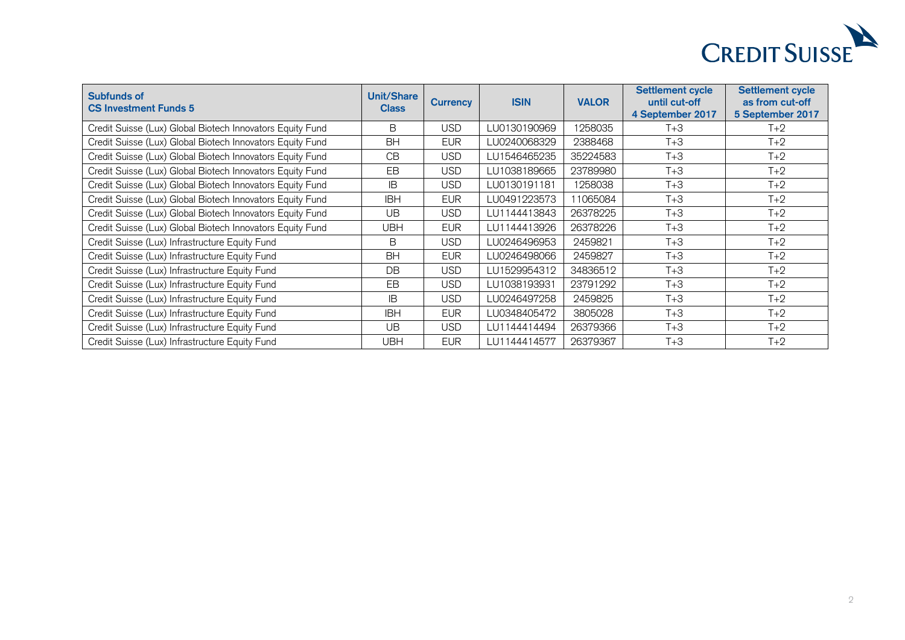| Subfunds of CS Investment Funds 5 | Unit/Share Class | Currency | ISIN | VALOR | Settlement cycle until cut-off 4 September 2017 | Settlement cycle as from cut-off 5 September 2017 |
|---|---|---|---|---|---|---|
| Credit Suisse (Lux) Global Biotech Innovators Equity Fund | B | USD | LU0130190969 | 1258035 | T+3 | T+2 |
| Credit Suisse (Lux) Global Biotech Innovators Equity Fund | BH | EUR | LU0240068329 | 2388468 | T+3 | T+2 |
| Credit Suisse (Lux) Global Biotech Innovators Equity Fund | CB | USD | LU1546465235 | 35224583 | T+3 | T+2 |
| Credit Suisse (Lux) Global Biotech Innovators Equity Fund | EB | USD | LU1038189665 | 23789980 | T+3 | T+2 |
| Credit Suisse (Lux) Global Biotech Innovators Equity Fund | IB | USD | LU0130191181 | 1258038 | T+3 | T+2 |
| Credit Suisse (Lux) Global Biotech Innovators Equity Fund | IBH | EUR | LU0491223573 | 11065084 | T+3 | T+2 |
| Credit Suisse (Lux) Global Biotech Innovators Equity Fund | UB | USD | LU1144413843 | 26378225 | T+3 | T+2 |
| Credit Suisse (Lux) Global Biotech Innovators Equity Fund | UBH | EUR | LU1144413926 | 26378226 | T+3 | T+2 |
| Credit Suisse (Lux) Infrastructure Equity Fund | B | USD | LU0246496953 | 2459821 | T+3 | T+2 |
| Credit Suisse (Lux) Infrastructure Equity Fund | BH | EUR | LU0246498066 | 2459827 | T+3 | T+2 |
| Credit Suisse (Lux) Infrastructure Equity Fund | DB | USD | LU1529954312 | 34836512 | T+3 | T+2 |
| Credit Suisse (Lux) Infrastructure Equity Fund | EB | USD | LU1038193931 | 23791292 | T+3 | T+2 |
| Credit Suisse (Lux) Infrastructure Equity Fund | IB | USD | LU0246497258 | 2459825 | T+3 | T+2 |
| Credit Suisse (Lux) Infrastructure Equity Fund | IBH | EUR | LU0348405472 | 3805028 | T+3 | T+2 |
| Credit Suisse (Lux) Infrastructure Equity Fund | UB | USD | LU1144414494 | 26379366 | T+3 | T+2 |
| Credit Suisse (Lux) Infrastructure Equity Fund | UBH | EUR | LU1144414577 | 26379367 | T+3 | T+2 |